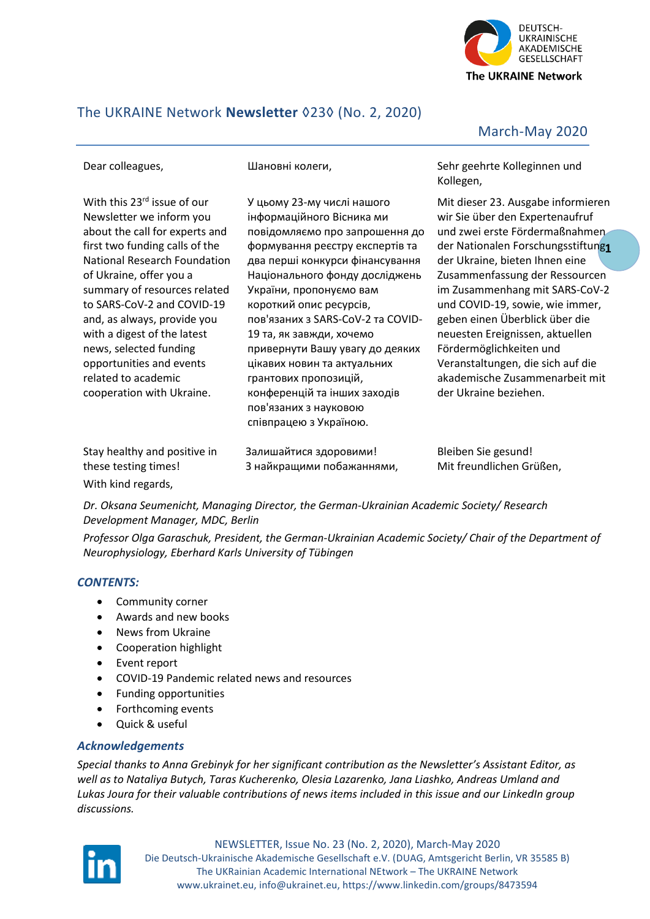DEUTSCH-UKRAINISCHE AKADEMISCHE GESELLSCHAFT

The UKRAINE Network

# The UKRAINE Network **Newsletter** ◊23◊ (No. 2, 2020)

March-May 2020

Dear colleagues,

With this 23rd issue of our Newsletter we inform you about the call for experts and first two funding calls of the National Research Foundation of Ukraine, offer you a summary of resources related to SARS-CoV-2 and COVID-19 and, as always, provide you with a digest of the latest news, selected funding opportunities and events related to academic cooperation with Ukraine.

Stay healthy and positive in these testing times!

With kind regards,

Шановні колеги,

У цьому 23-му числі нашого інформаційного Вісника ми повідомляємо про запрошення до формування реєстру експертів та два перші конкурси фінансування Національного фонду досліджень України, пропонуємо вам короткий опис ресурсів, пов'язаних з SARS-CoV-2 та COVID-19 та, як завжди, хочемо привернути Вашу увагу до деяких цікавих новин та актуальних грантових пропозицій, конференцій та інших заходів пов'язаних з науковою співпрацею з Україною.

Залишайтися здоровими!
З найкращими побажаннями,

Sehr geehrte Kolleginnen und Kollegen,

Mit dieser 23. Ausgabe informieren wir Sie über den Expertenaufruf und zwei erste Fördermaßnahmen der Nationalen Forschungsstiftung der Ukraine, bieten Ihnen eine Zusammenfassung der Ressourcen im Zusammenhang mit SARS-CoV-2 und COVID-19, sowie, wie immer, geben einen Überblick über die neuesten Ereignissen, aktuellen Fördermöglichkeiten und Veranstaltungen, die sich auf die akademische Zusammenarbeit mit der Ukraine beziehen.

Bleiben Sie gesund!
Mit freundlichen Grüßen,

*Dr. Oksana Seumenicht, Managing Director, the German-Ukrainian Academic Society/ Research Development Manager, MDC, Berlin*

*Professor Olga Garaschuk, President, the German-Ukrainian Academic Society/ Chair of the Department of Neurophysiology, Eberhard Karls University of Tübingen*

### *CONTENTS:*

- Community corner
- Awards and new books
- News from Ukraine
- Cooperation highlight
- Event report
- COVID-19 Pandemic related news and resources
- Funding opportunities
- Forthcoming events
- Quick & useful

### *Acknowledgements*

*Special thanks to Anna Grebinyk for her significant contribution as the Newsletter's Assistant Editor, as well as to Nataliya Butych, Taras Kucherenko, Olesia Lazarenko, Jana Liashko, Andreas Umland and Lukas Joura for their valuable contributions of news items included in this issue and our LinkedIn group discussions.*

NEWSLETTER, Issue No. 23 (No. 2, 2020), March-May 2020
Die Deutsch-Ukrainische Akademische Gesellschaft e.V. (DUAG, Amtsgericht Berlin, VR 35585 B)
The UKRainian Academic International NEtwork – The UKRAINE Network
www.ukrainet.eu, info@ukrainet.eu, https://www.linkedin.com/groups/8473594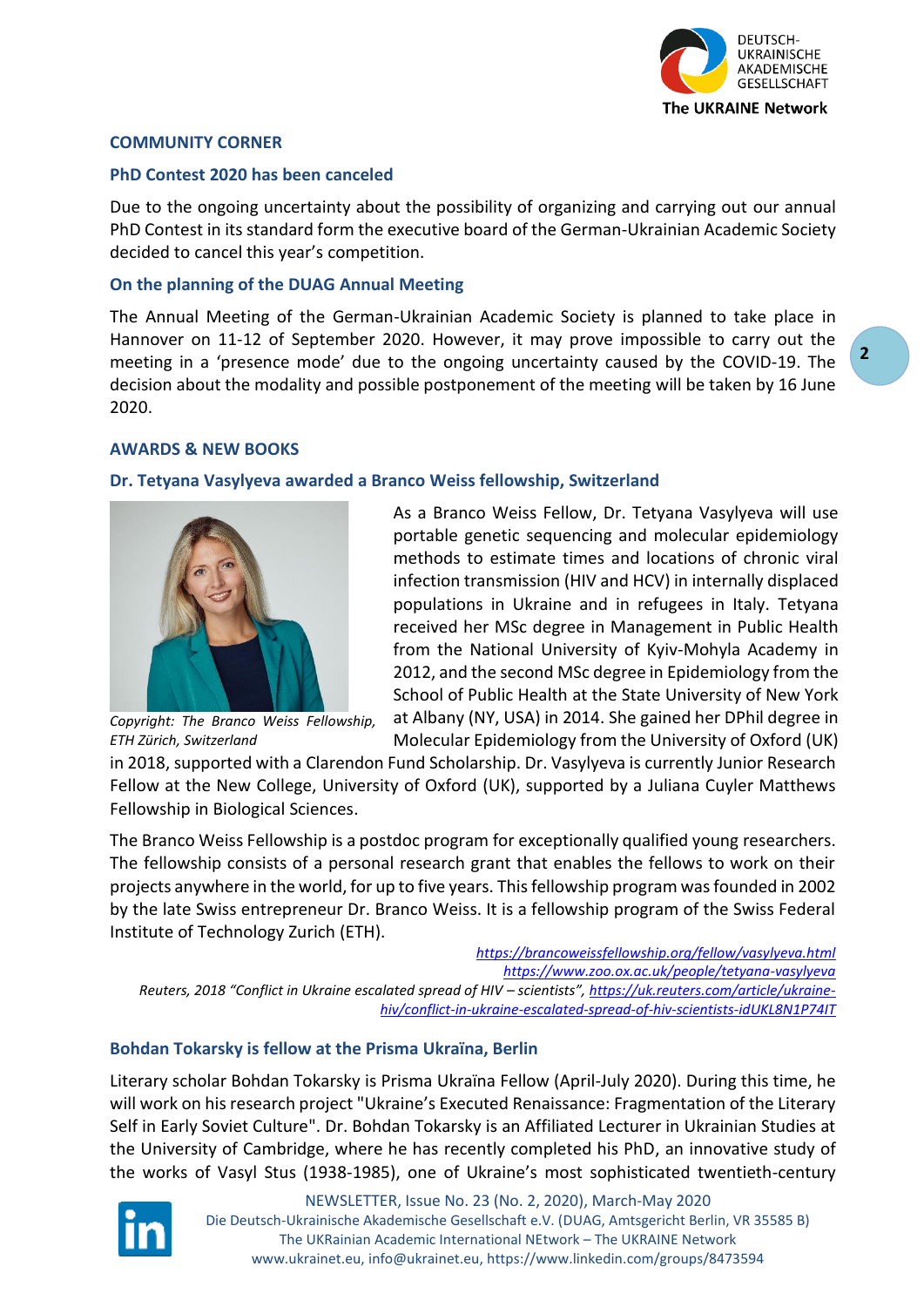## COMMUNITY CORNER

### PhD Contest 2020 has been canceled

Due to the ongoing uncertainty about the possibility of organizing and carrying out our annual PhD Contest in its standard form the executive board of the German-Ukrainian Academic Society decided to cancel this year's competition.

### On the planning of the DUAG Annual Meeting

The Annual Meeting of the German-Ukrainian Academic Society is planned to take place in Hannover on 11-12 of September 2020. However, it may prove impossible to carry out the meeting in a 'presence mode' due to the ongoing uncertainty caused by the COVID-19. The decision about the modality and possible postponement of the meeting will be taken by 16 June 2020.

## AWARDS & NEW BOOKS

### Dr. Tetyana Vasylyeva awarded a Branco Weiss fellowship, Switzerland

*Copyright: The Branco Weiss Fellowship, ETH Zürich, Switzerland*

As a Branco Weiss Fellow, Dr. Tetyana Vasylyeva will use portable genetic sequencing and molecular epidemiology methods to estimate times and locations of chronic viral infection transmission (HIV and HCV) in internally displaced populations in Ukraine and in refugees in Italy. Tetyana received her MSc degree in Management in Public Health from the National University of Kyiv-Mohyla Academy in 2012, and the second MSc degree in Epidemiology from the School of Public Health at the State University of New York at Albany (NY, USA) in 2014. She gained her DPhil degree in Molecular Epidemiology from the University of Oxford (UK) in 2018, supported with a Clarendon Fund Scholarship. Dr. Vasylyeva is currently Junior Research Fellow at the New College, University of Oxford (UK), supported by a Juliana Cuyler Matthews Fellowship in Biological Sciences.

The Branco Weiss Fellowship is a postdoc program for exceptionally qualified young researchers. The fellowship consists of a personal research grant that enables the fellows to work on their projects anywhere in the world, for up to five years. This fellowship program was founded in 2002 by the late Swiss entrepreneur Dr. Branco Weiss. It is a fellowship program of the Swiss Federal Institute of Technology Zurich (ETH).

https://brancoweissfellowship.org/fellow/vasylyeva.html
https://www.zoo.ox.ac.uk/people/tetyana-vasylyeva
*Reuters, 2018 "Conflict in Ukraine escalated spread of HIV – scientists",* https://uk.reuters.com/article/ukraine-hiv/conflict-in-ukraine-escalated-spread-of-hiv-scientists-idUKL8N1P74IT

### Bohdan Tokarsky is fellow at the Prisma Ukraïna, Berlin

Literary scholar Bohdan Tokarsky is Prisma Ukraïna Fellow (April-July 2020). During this time, he will work on his research project "Ukraine's Executed Renaissance: Fragmentation of the Literary Self in Early Soviet Culture". Dr. Bohdan Tokarsky is an Affiliated Lecturer in Ukrainian Studies at the University of Cambridge, where he has recently completed his PhD, an innovative study of the works of Vasyl Stus (1938-1985), one of Ukraine's most sophisticated twentieth-century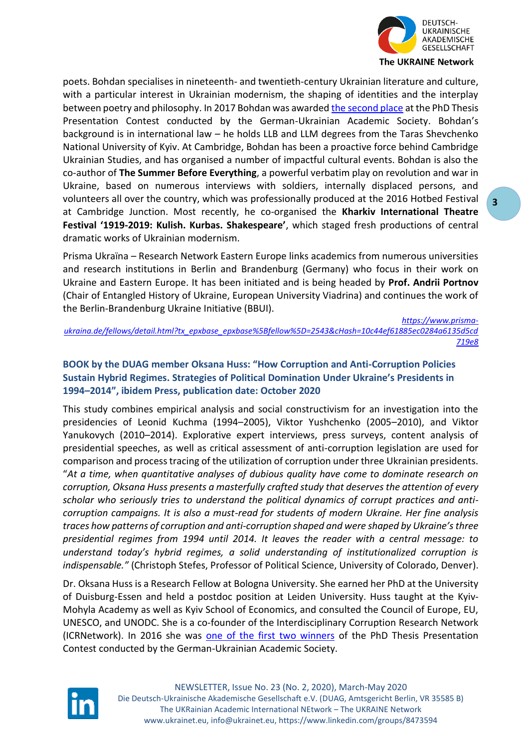poets. Bohdan specialises in nineteenth- and twentieth-century Ukrainian literature and culture, with a particular interest in Ukrainian modernism, the shaping of identities and the interplay between poetry and philosophy. In 2017 Bohdan was awarded the second place at the PhD Thesis Presentation Contest conducted by the German-Ukrainian Academic Society. Bohdan's background is in international law – he holds LLB and LLM degrees from the Taras Shevchenko National University of Kyiv. At Cambridge, Bohdan has been a proactive force behind Cambridge Ukrainian Studies, and has organised a number of impactful cultural events. Bohdan is also the co-author of **The Summer Before Everything**, a powerful verbatim play on revolution and war in Ukraine, based on numerous interviews with soldiers, internally displaced persons, and volunteers all over the country, which was professionally produced at the 2016 Hotbed Festival at Cambridge Junction. Most recently, he co-organised the **Kharkiv International Theatre Festival '1919-2019: Kulish. Kurbas. Shakespeare'**, which staged fresh productions of central dramatic works of Ukrainian modernism.

Prisma Ukraïna – Research Network Eastern Europe links academics from numerous universities and research institutions in Berlin and Brandenburg (Germany) who focus in their work on Ukraine and Eastern Europe. It has been initiated and is being headed by **Prof. Andrii Portnov** (Chair of Entangled History of Ukraine, European University Viadrina) and continues the work of the Berlin-Brandenburg Ukraine Initiative (BBUI).

*https://www.prisma-ukraina.de/fellows/detail.html?tx_epxbase_epxbase%5Bfellow%5D=2543&cHash=10c44ef61885ec0284a6135d5cd719e8*

### BOOK by the DUAG member Oksana Huss: "How Corruption and Anti-Corruption Policies Sustain Hybrid Regimes. Strategies of Political Domination Under Ukraine's Presidents in 1994–2014", ibidem Press, publication date: October 2020

This study combines empirical analysis and social constructivism for an investigation into the presidencies of Leonid Kuchma (1994–2005), Viktor Yushchenko (2005–2010), and Viktor Yanukovych (2010–2014). Explorative expert interviews, press surveys, content analysis of presidential speeches, as well as critical assessment of anti-corruption legislation are used for comparison and process tracing of the utilization of corruption under three Ukrainian presidents. "*At a time, when quantitative analyses of dubious quality have come to dominate research on corruption, Oksana Huss presents a masterfully crafted study that deserves the attention of every scholar who seriously tries to understand the political dynamics of corrupt practices and anti-corruption campaigns. It is also a must-read for students of modern Ukraine. Her fine analysis traces how patterns of corruption and anti-corruption shaped and were shaped by Ukraine's three presidential regimes from 1994 until 2014. It leaves the reader with a central message: to understand today's hybrid regimes, a solid understanding of institutionalized corruption is indispensable.*" (Christoph Stefes, Professor of Political Science, University of Colorado, Denver).

Dr. Oksana Huss is a Research Fellow at Bologna University. She earned her PhD at the University of Duisburg-Essen and held a postdoc position at Leiden University. Huss taught at the Kyiv-Mohyla Academy as well as Kyiv School of Economics, and consulted the Council of Europe, EU, UNESCO, and UNODC. She is a co-founder of the Interdisciplinary Corruption Research Network (ICRNetwork). In 2016 she was one of the first two winners of the PhD Thesis Presentation Contest conducted by the German-Ukrainian Academic Society.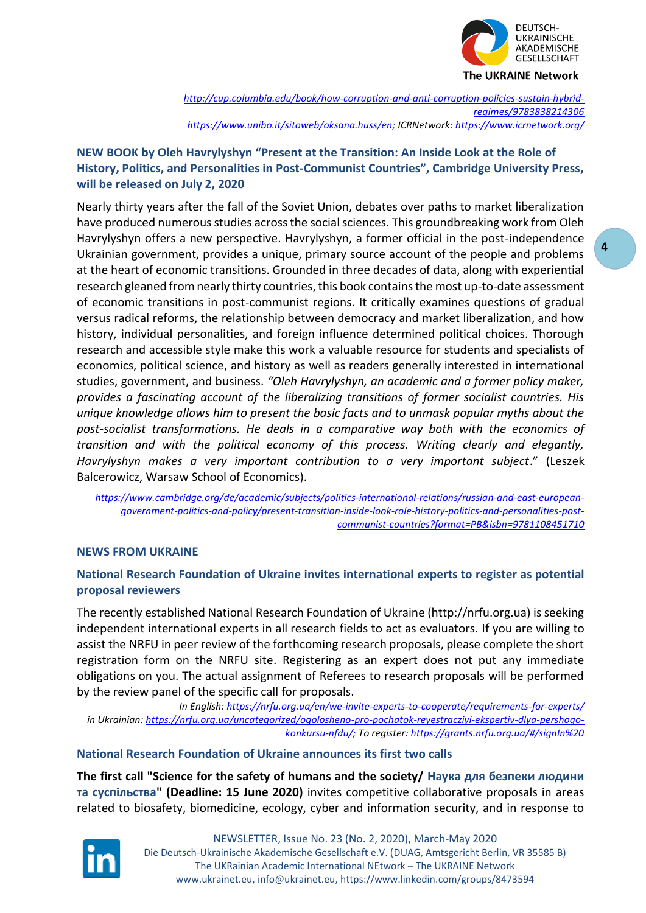*http://cup.columbia.edu/book/how-corruption-and-anti-corruption-policies-sustain-hybrid-regimes/9783838214306*
*https://www.unibo.it/sitoweb/oksana.huss/en; ICRNetwork: https://www.icrnetwork.org/*

### NEW BOOK by Oleh Havrylyshyn "Present at the Transition: An Inside Look at the Role of History, Politics, and Personalities in Post-Communist Countries", Cambridge University Press, will be released on July 2, 2020

Nearly thirty years after the fall of the Soviet Union, debates over paths to market liberalization have produced numerous studies across the social sciences. This groundbreaking work from Oleh Havrylyshyn offers a new perspective. Havrylyshyn, a former official in the post-independence Ukrainian government, provides a unique, primary source account of the people and problems at the heart of economic transitions. Grounded in three decades of data, along with experiential research gleaned from nearly thirty countries, this book contains the most up-to-date assessment of economic transitions in post-communist regions. It critically examines questions of gradual versus radical reforms, the relationship between democracy and market liberalization, and how history, individual personalities, and foreign influence determined political choices. Thorough research and accessible style make this work a valuable resource for students and specialists of economics, political science, and history as well as readers generally interested in international studies, government, and business. *"Oleh Havrylyshyn, an academic and a former policy maker, provides a fascinating account of the liberalizing transitions of former socialist countries. His unique knowledge allows him to present the basic facts and to unmask popular myths about the post-socialist transformations. He deals in a comparative way both with the economics of transition and with the political economy of this process. Writing clearly and elegantly, Havrylyshyn makes a very important contribution to a very important subject*." (Leszek Balcerowicz, Warsaw School of Economics).

*https://www.cambridge.org/de/academic/subjects/politics-international-relations/russian-and-east-european-government-politics-and-policy/present-transition-inside-look-role-history-politics-and-personalities-post-communist-countries?format=PB&isbn=9781108451710*

## NEWS FROM UKRAINE

### National Research Foundation of Ukraine invites international experts to register as potential proposal reviewers

The recently established National Research Foundation of Ukraine (http://nrfu.org.ua) is seeking independent international experts in all research fields to act as evaluators. If you are willing to assist the NRFU in peer review of the forthcoming research proposals, please complete the short registration form on the NRFU site. Registering as an expert does not put any immediate obligations on you. The actual assignment of Referees to research proposals will be performed by the review panel of the specific call for proposals.

*In English: https://nrfu.org.ua/en/we-invite-experts-to-cooperate/requirements-for-experts/*
*in Ukrainian: https://nrfu.org.ua/uncategorized/ogolosheno-pro-pochatok-reyestracziyi-ekspertiv-dlya-pershogo-konkursu-nfdu/; To register: https://grants.nrfu.org.ua/#/signIn%20*

### National Research Foundation of Ukraine announces its first two calls

**The first call "Science for the safety of humans and the society/ Наука для безпеки людини та суспільства" (Deadline: 15 June 2020)** invites competitive collaborative proposals in areas related to biosafety, biomedicine, ecology, cyber and information security, and in response to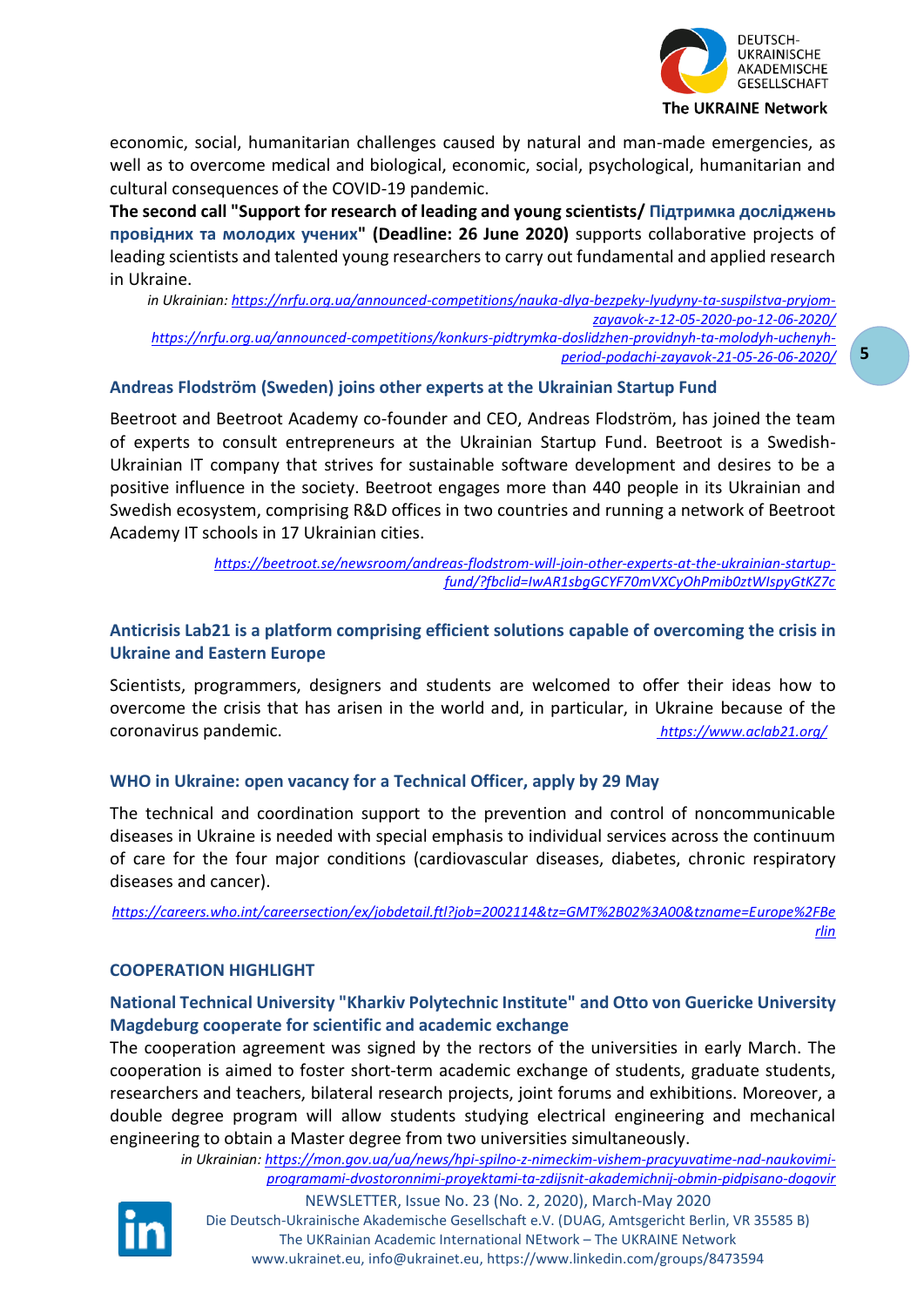economic, social, humanitarian challenges caused by natural and man-made emergencies, as well as to overcome medical and biological, economic, social, psychological, humanitarian and cultural consequences of the COVID-19 pandemic.

**The second call "Support for research of leading and young scientists/ Підтримка досліджень провідних та молодих учених" (Deadline: 26 June 2020)** supports collaborative projects of leading scientists and talented young researchers to carry out fundamental and applied research in Ukraine.

*in Ukrainian:* *https://nrfu.org.ua/announced-competitions/nauka-dlya-bezpeky-lyudyny-ta-suspilstva-pryjom-zayavok-z-12-05-2020-po-12-06-2020/*
*https://nrfu.org.ua/announced-competitions/konkurs-pidtrymka-doslidzhen-providnyh-ta-molodyh-uchenyh-period-podachi-zayavok-21-05-26-06-2020/*

### Andreas Flodström (Sweden) joins other experts at the Ukrainian Startup Fund

Beetroot and Beetroot Academy co-founder and CEO, Andreas Flodström, has joined the team of experts to consult entrepreneurs at the Ukrainian Startup Fund. Beetroot is a Swedish-Ukrainian IT company that strives for sustainable software development and desires to be a positive influence in the society. Beetroot engages more than 440 people in its Ukrainian and Swedish ecosystem, comprising R&D offices in two countries and running a network of Beetroot Academy IT schools in 17 Ukrainian cities.

*https://beetroot.se/newsroom/andreas-flodstrom-will-join-other-experts-at-the-ukrainian-startup-fund/?fbclid=IwAR1sbgGCYF70mVXCyOhPmib0ztWIspyGtKZ7c*

### Anticrisis Lab21 is a platform comprising efficient solutions capable of overcoming the crisis in Ukraine and Eastern Europe

Scientists, programmers, designers and students are welcomed to offer their ideas how to overcome the crisis that has arisen in the world and, in particular, in Ukraine because of the coronavirus pandemic. *https://www.aclab21.org/*

### WHO in Ukraine: open vacancy for a Technical Officer, apply by 29 May

The technical and coordination support to the prevention and control of noncommunicable diseases in Ukraine is needed with special emphasis to individual services across the continuum of care for the four major conditions (cardiovascular diseases, diabetes, chronic respiratory diseases and cancer).

*https://careers.who.int/careersection/ex/jobdetail.ftl?job=2002114&tz=GMT%2B02%3A00&tzname=Europe%2FBerlin*

## COOPERATION HIGHLIGHT

### National Technical University "Kharkiv Polytechnic Institute" and Otto von Guericke University Magdeburg cooperate for scientific and academic exchange

The cooperation agreement was signed by the rectors of the universities in early March. The cooperation is aimed to foster short-term academic exchange of students, graduate students, researchers and teachers, bilateral research projects, joint forums and exhibitions. Moreover, a double degree program will allow students studying electrical engineering and mechanical engineering to obtain a Master degree from two universities simultaneously.

*in Ukrainian:* *https://mon.gov.ua/ua/news/hpi-spilno-z-nimeckim-vishem-pracyuvatime-nad-naukovimi-programami-dvostoronnimi-proyektami-ta-zdijsnit-akademichnij-obmin-pidpisano-dogovir*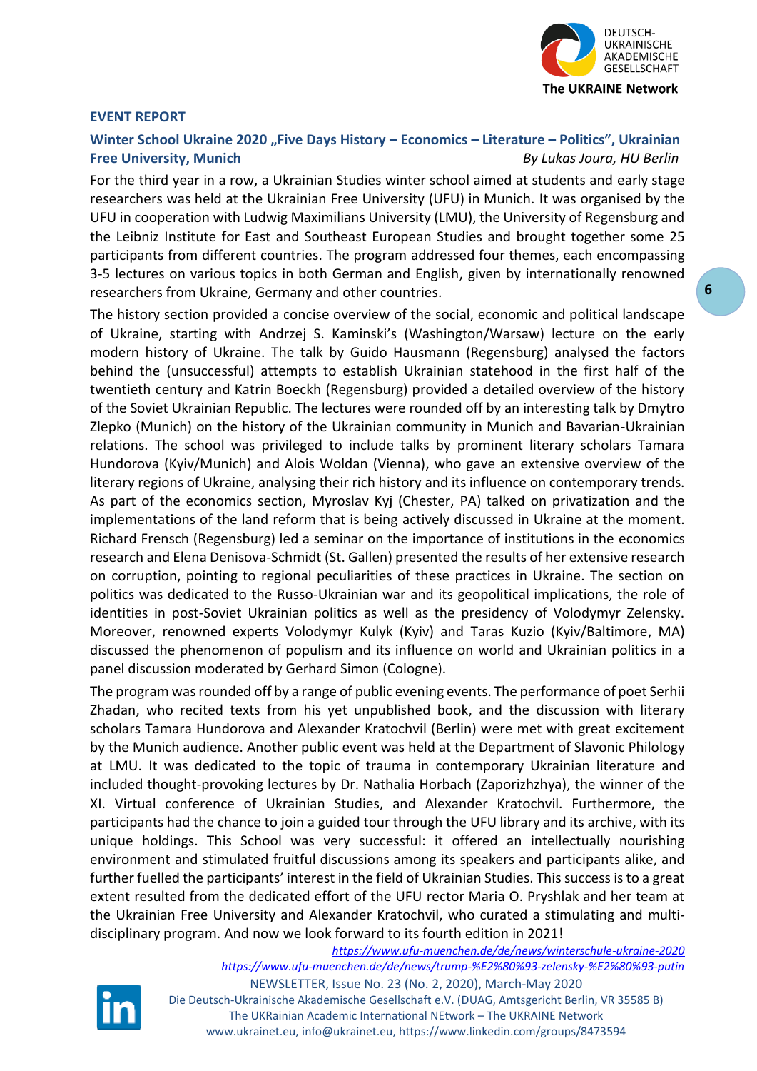## EVENT REPORT

### Winter School Ukraine 2020 „Five Days History – Economics – Literature – Politics", Ukrainian Free University, Munich

*By Lukas Joura, HU Berlin*

For the third year in a row, a Ukrainian Studies winter school aimed at students and early stage researchers was held at the Ukrainian Free University (UFU) in Munich. It was organised by the UFU in cooperation with Ludwig Maximilians University (LMU), the University of Regensburg and the Leibniz Institute for East and Southeast European Studies and brought together some 25 participants from different countries. The program addressed four themes, each encompassing 3-5 lectures on various topics in both German and English, given by internationally renowned researchers from Ukraine, Germany and other countries.

The history section provided a concise overview of the social, economic and political landscape of Ukraine, starting with Andrzej S. Kaminski's (Washington/Warsaw) lecture on the early modern history of Ukraine. The talk by Guido Hausmann (Regensburg) analysed the factors behind the (unsuccessful) attempts to establish Ukrainian statehood in the first half of the twentieth century and Katrin Boeckh (Regensburg) provided a detailed overview of the history of the Soviet Ukrainian Republic. The lectures were rounded off by an interesting talk by Dmytro Zlepko (Munich) on the history of the Ukrainian community in Munich and Bavarian-Ukrainian relations. The school was privileged to include talks by prominent literary scholars Tamara Hundorova (Kyiv/Munich) and Alois Woldan (Vienna), who gave an extensive overview of the literary regions of Ukraine, analysing their rich history and its influence on contemporary trends. As part of the economics section, Myroslav Kyj (Chester, PA) talked on privatization and the implementations of the land reform that is being actively discussed in Ukraine at the moment. Richard Frensch (Regensburg) led a seminar on the importance of institutions in the economics research and Elena Denisova-Schmidt (St. Gallen) presented the results of her extensive research on corruption, pointing to regional peculiarities of these practices in Ukraine. The section on politics was dedicated to the Russo-Ukrainian war and its geopolitical implications, the role of identities in post-Soviet Ukrainian politics as well as the presidency of Volodymyr Zelensky. Moreover, renowned experts Volodymyr Kulyk (Kyiv) and Taras Kuzio (Kyiv/Baltimore, MA) discussed the phenomenon of populism and its influence on world and Ukrainian politics in a panel discussion moderated by Gerhard Simon (Cologne).

The program was rounded off by a range of public evening events. The performance of poet Serhii Zhadan, who recited texts from his yet unpublished book, and the discussion with literary scholars Tamara Hundorova and Alexander Kratochvil (Berlin) were met with great excitement by the Munich audience. Another public event was held at the Department of Slavonic Philology at LMU. It was dedicated to the topic of trauma in contemporary Ukrainian literature and included thought-provoking lectures by Dr. Nathalia Horbach (Zaporizhzhya), the winner of the XI. Virtual conference of Ukrainian Studies, and Alexander Kratochvil. Furthermore, the participants had the chance to join a guided tour through the UFU library and its archive, with its unique holdings. This School was very successful: it offered an intellectually nourishing environment and stimulated fruitful discussions among its speakers and participants alike, and further fuelled the participants' interest in the field of Ukrainian Studies. This success is to a great extent resulted from the dedicated effort of the UFU rector Maria O. Pryshlak and her team at the Ukrainian Free University and Alexander Kratochvil, who curated a stimulating and multi-disciplinary program. And now we look forward to its fourth edition in 2021!

*https://www.ufu-muenchen.de/de/news/winterschule-ukraine-2020*

*https://www.ufu-muenchen.de/de/news/trump-%E2%80%93-zelensky-%E2%80%93-putin*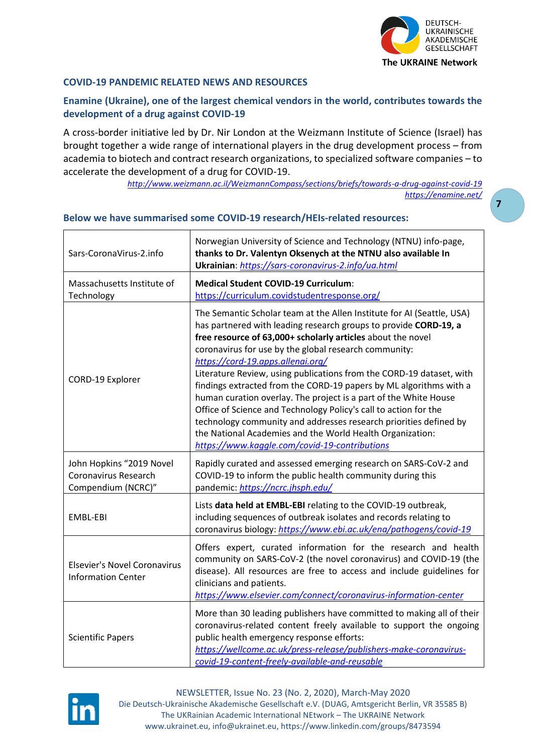## COVID-19 PANDEMIC RELATED NEWS AND RESOURCES

### Enamine (Ukraine), one of the largest chemical vendors in the world, contributes towards the development of a drug against COVID-19

A cross-border initiative led by Dr. Nir London at the Weizmann Institute of Science (Israel) has brought together a wide range of international players in the drug development process – from academia to biotech and contract research organizations, to specialized software companies – to accelerate the development of a drug for COVID-19.

*http://www.weizmann.ac.il/WeizmannCompass/sections/briefs/towards-a-drug-against-covid-19*
*https://enamine.net/*

### Below we have summarised some COVID-19 research/HEIs-related resources:

| | |
|---|---|
| Sars-CoronaVirus-2.info | Norwegian University of Science and Technology (NTNU) info-page, **thanks to Dr. Valentyn Oksenych at the NTNU also available In Ukrainian**: *https://sars-coronavirus-2.info/ua.html* |
| Massachusetts Institute of Technology | **Medical Student COVID-19 Curriculum**: https://curriculum.covidstudentresponse.org/ |
| CORD-19 Explorer | The Semantic Scholar team at the Allen Institute for AI (Seattle, USA) has partnered with leading research groups to provide **CORD-19, a free resource of 63,000+ scholarly articles** about the novel coronavirus for use by the global research community: *https://cord-19.apps.allenai.org/* Literature Review, using publications from the CORD-19 dataset, with findings extracted from the CORD-19 papers by ML algorithms with a human curation overlay. The project is a part of the White House Office of Science and Technology Policy's call to action for the technology community and addresses research priorities defined by the National Academies and the World Health Organization: *https://www.kaggle.com/covid-19-contributions* |
| John Hopkins "2019 Novel Coronavirus Research Compendium (NCRC)" | Rapidly curated and assessed emerging research on SARS-CoV-2 and COVID-19 to inform the public health community during this pandemic: *https://ncrc.jhsph.edu/* |
| EMBL-EBI | Lists **data held at EMBL-EBI** relating to the COVID-19 outbreak, including sequences of outbreak isolates and records relating to coronavirus biology: *https://www.ebi.ac.uk/ena/pathogens/covid-19* |
| Elsevier's Novel Coronavirus Information Center | Offers expert, curated information for the research and health community on SARS-CoV-2 (the novel coronavirus) and COVID-19 (the disease). All resources are free to access and include guidelines for clinicians and patients. *https://www.elsevier.com/connect/coronavirus-information-center* |
| Scientific Papers | More than 30 leading publishers have committed to making all of their coronavirus-related content freely available to support the ongoing public health emergency response efforts: *https://wellcome.ac.uk/press-release/publishers-make-coronavirus-covid-19-content-freely-available-and-reusable* |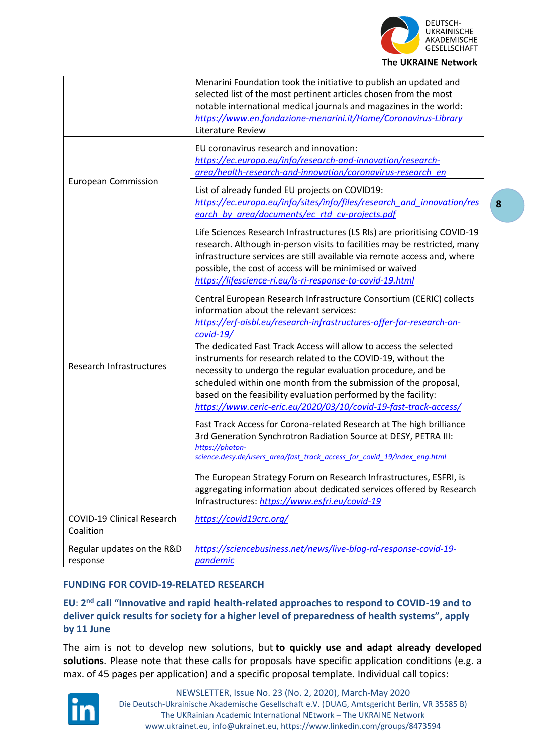| | |
|---|---|
| | Menarini Foundation took the initiative to publish an updated and selected list of the most pertinent articles chosen from the most notable international medical journals and magazines in the world: *https://www.en.fondazione-menarini.it/Home/Coronavirus-Library* Literature Review |
| European Commission | EU coronavirus research and innovation: *https://ec.europa.eu/info/research-and-innovation/research-area/health-research-and-innovation/coronavirus-research_en* |
| | List of already funded EU projects on COVID19: *https://ec.europa.eu/info/sites/info/files/research_and_innovation/research_by_area/documents/ec_rtd_cv-projects.pdf* |
| Research Infrastructures | Life Sciences Research Infrastructures (LS RIs) are prioritising COVID-19 research. Although in-person visits to facilities may be restricted, many infrastructure services are still available via remote access and, where possible, the cost of access will be minimised or waived *https://lifescience-ri.eu/ls-ri-response-to-covid-19.html* |
| | Central European Research Infrastructure Consortium (CERIC) collects information about the relevant services: *https://erf-aisbl.eu/research-infrastructures-offer-for-research-on-covid-19/* The dedicated Fast Track Access will allow to access the selected instruments for research related to the COVID-19, without the necessity to undergo the regular evaluation procedure, and be scheduled within one month from the submission of the proposal, based on the feasibility evaluation performed by the facility: *https://www.ceric-eric.eu/2020/03/10/covid-19-fast-track-access/* |
| | Fast Track Access for Corona-related Research at The high brilliance 3rd Generation Synchrotron Radiation Source at DESY, PETRA III: *https://photon-science.desy.de/users_area/fast_track_access_for_covid_19/index_eng.html* |
| | The European Strategy Forum on Research Infrastructures, ESFRI, is aggregating information about dedicated services offered by Research Infrastructures: *https://www.esfri.eu/covid-19* |
| COVID-19 Clinical Research Coalition | *https://covid19crc.org/* |
| Regular updates on the R&D response | *https://sciencebusiness.net/news/live-blog-rd-response-covid-19-pandemic* |

## FUNDING FOR COVID-19-RELATED RESEARCH

### EU: 2nd call "Innovative and rapid health-related approaches to respond to COVID-19 and to deliver quick results for society for a higher level of preparedness of health systems", apply by 11 June

The aim is not to develop new solutions, but **to quickly use and adapt already developed solutions**. Please note that these calls for proposals have specific application conditions (e.g. a max. of 45 pages per application) and a specific proposal template. Individual call topics: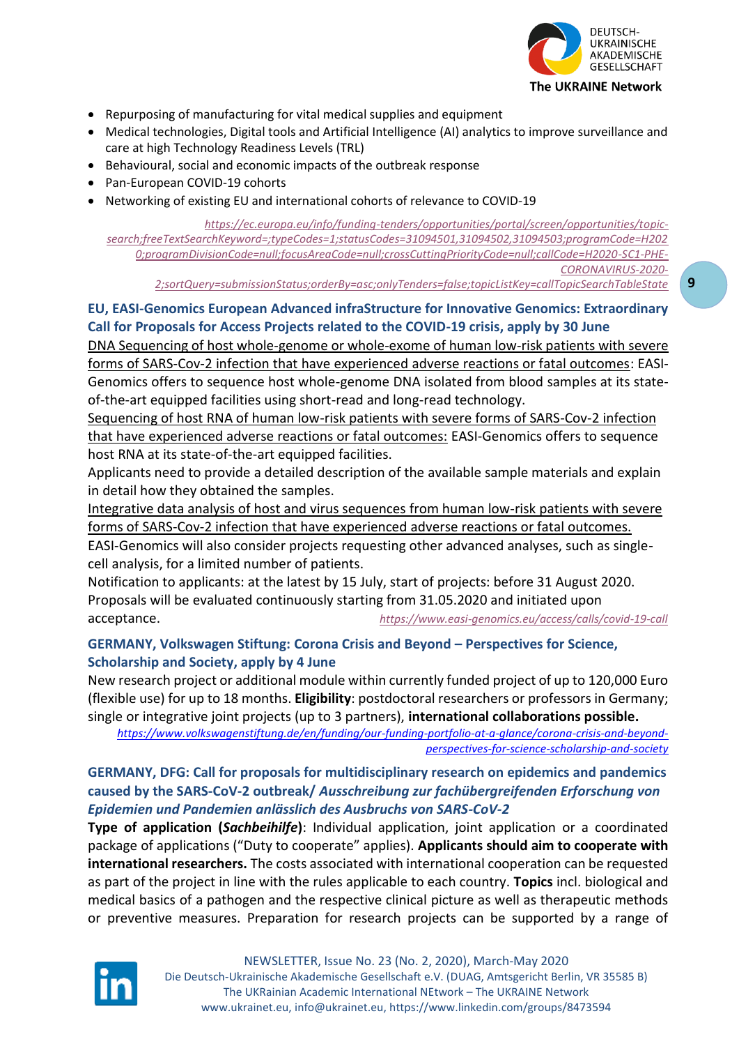- Repurposing of manufacturing for vital medical supplies and equipment
- Medical technologies, Digital tools and Artificial Intelligence (AI) analytics to improve surveillance and care at high Technology Readiness Levels (TRL)
- Behavioural, social and economic impacts of the outbreak response
- Pan-European COVID-19 cohorts
- Networking of existing EU and international cohorts of relevance to COVID-19

https://ec.europa.eu/info/funding-tenders/opportunities/portal/screen/opportunities/topic-search;freeTextSearchKeyword=;typeCodes=1;statusCodes=31094501,31094502,31094503;programCode=H2020;programDivisionCode=null;focusAreaCode=null;crossCuttingPriorityCode=null;callCode=H2020-SC1-PHE-CORONAVIRUS-2020-2;sortQuery=submissionStatus;orderBy=asc;onlyTenders=false;topicListKey=callTopicSearchTableState

### EU, EASI-Genomics European Advanced infraStructure for Innovative Genomics: Extraordinary Call for Proposals for Access Projects related to the COVID-19 crisis, apply by 30 June

DNA Sequencing of host whole-genome or whole-exome of human low-risk patients with severe forms of SARS-Cov-2 infection that have experienced adverse reactions or fatal outcomes: EASI-Genomics offers to sequence host whole-genome DNA isolated from blood samples at its state-of-the-art equipped facilities using short-read and long-read technology.
Sequencing of host RNA of human low-risk patients with severe forms of SARS-Cov-2 infection that have experienced adverse reactions or fatal outcomes: EASI-Genomics offers to sequence host RNA at its state-of-the-art equipped facilities.
Applicants need to provide a detailed description of the available sample materials and explain in detail how they obtained the samples.
Integrative data analysis of host and virus sequences from human low-risk patients with severe forms of SARS-Cov-2 infection that have experienced adverse reactions or fatal outcomes.
EASI-Genomics will also consider projects requesting other advanced analyses, such as single-cell analysis, for a limited number of patients.
Notification to applicants: at the latest by 15 July, start of projects: before 31 August 2020.
Proposals will be evaluated continuously starting from 31.05.2020 and initiated upon acceptance. https://www.easi-genomics.eu/access/calls/covid-19-call

### GERMANY, Volkswagen Stiftung: Corona Crisis and Beyond – Perspectives for Science, Scholarship and Society, apply by 4 June

New research project or additional module within currently funded project of up to 120,000 Euro (flexible use) for up to 18 months. **Eligibility**: postdoctoral researchers or professors in Germany; single or integrative joint projects (up to 3 partners), **international collaborations possible.**
https://www.volkswagenstiftung.de/en/funding/our-funding-portfolio-at-a-glance/corona-crisis-and-beyond-perspectives-for-science-scholarship-and-society

### GERMANY, DFG: Call for proposals for multidisciplinary research on epidemics and pandemics caused by the SARS-CoV-2 outbreak/ *Ausschreibung zur fachübergreifenden Erforschung von Epidemien und Pandemien anlässlich des Ausbruchs von SARS-CoV-2*

**Type of application (*Sachbeihilfe*)**: Individual application, joint application or a coordinated package of applications ("Duty to cooperate" applies). **Applicants should aim to cooperate with international researchers.** The costs associated with international cooperation can be requested as part of the project in line with the rules applicable to each country. **Topics** incl. biological and medical basics of a pathogen and the respective clinical picture as well as therapeutic methods or preventive measures. Preparation for research projects can be supported by a range of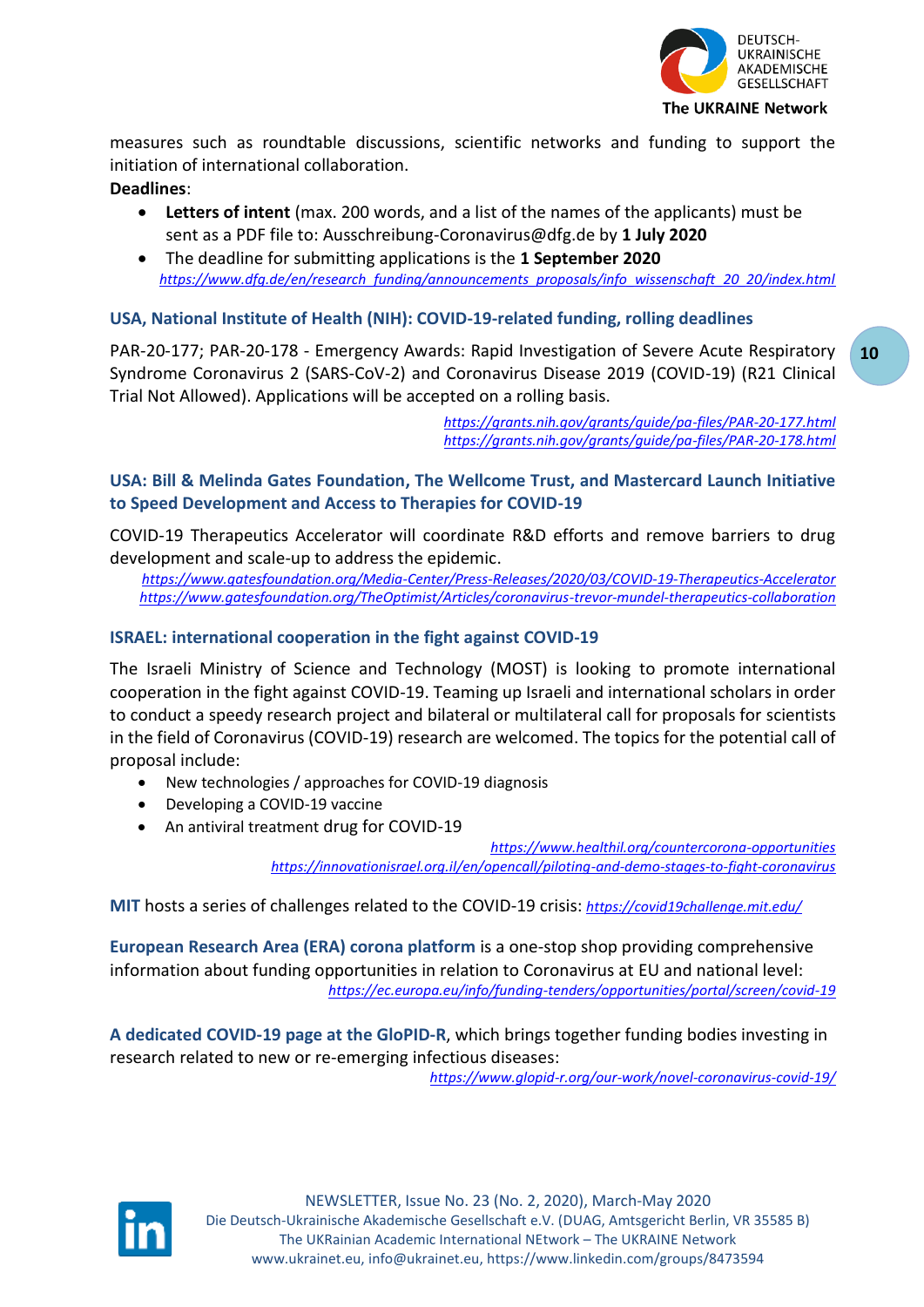measures such as roundtable discussions, scientific networks and funding to support the initiation of international collaboration.

**Deadlines**:

- **Letters of intent** (max. 200 words, and a list of the names of the applicants) must be sent as a PDF file to: Ausschreibung-Coronavirus@dfg.de by **1 July 2020**
- The deadline for submitting applications is the **1 September 2020**

*https://www.dfg.de/en/research_funding/announcements_proposals/info_wissenschaft_20_20/index.html*

### USA, National Institute of Health (NIH): COVID-19-related funding, rolling deadlines

PAR-20-177; PAR-20-178 - Emergency Awards: Rapid Investigation of Severe Acute Respiratory Syndrome Coronavirus 2 (SARS-CoV-2) and Coronavirus Disease 2019 (COVID-19) (R21 Clinical Trial Not Allowed). Applications will be accepted on a rolling basis.

*https://grants.nih.gov/grants/guide/pa-files/PAR-20-177.html*
*https://grants.nih.gov/grants/guide/pa-files/PAR-20-178.html*

### USA: Bill & Melinda Gates Foundation, The Wellcome Trust, and Mastercard Launch Initiative to Speed Development and Access to Therapies for COVID-19

COVID-19 Therapeutics Accelerator will coordinate R&D efforts and remove barriers to drug development and scale-up to address the epidemic.

*https://www.gatesfoundation.org/Media-Center/Press-Releases/2020/03/COVID-19-Therapeutics-Accelerator*
*https://www.gatesfoundation.org/TheOptimist/Articles/coronavirus-trevor-mundel-therapeutics-collaboration*

### ISRAEL: international cooperation in the fight against COVID-19

The Israeli Ministry of Science and Technology (MOST) is looking to promote international cooperation in the fight against COVID-19. Teaming up Israeli and international scholars in order to conduct a speedy research project and bilateral or multilateral call for proposals for scientists in the field of Coronavirus (COVID-19) research are welcomed. The topics for the potential call of proposal include:

- New technologies / approaches for COVID-19 diagnosis
- Developing a COVID-19 vaccine
- An antiviral treatment drug for COVID-19

*https://www.healthil.org/countercorona-opportunities*
*https://innovationisrael.org.il/en/opencall/piloting-and-demo-stages-to-fight-coronavirus*

**MIT** hosts a series of challenges related to the COVID-19 crisis: *https://covid19challenge.mit.edu/*

**European Research Area (ERA) corona platform** is a one-stop shop providing comprehensive information about funding opportunities in relation to Coronavirus at EU and national level:
*https://ec.europa.eu/info/funding-tenders/opportunities/portal/screen/covid-19*

**A dedicated COVID-19 page at the GloPID-R**, which brings together funding bodies investing in research related to new or re-emerging infectious diseases:
*https://www.glopid-r.org/our-work/novel-coronavirus-covid-19/*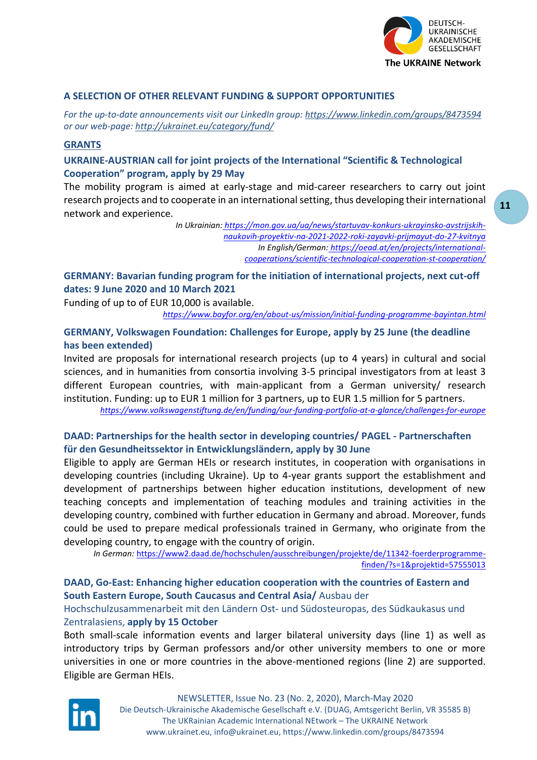## A SELECTION OF OTHER RELEVANT FUNDING & SUPPORT OPPORTUNITIES

*For the up-to-date announcements visit our LinkedIn group: https://www.linkedin.com/groups/8473594 or our web-page: http://ukrainet.eu/category/fund/*

### GRANTS

#### UKRAINE-AUSTRIAN call for joint projects of the International "Scientific & Technological Cooperation" program, apply by 29 May

The mobility program is aimed at early-stage and mid-career researchers to carry out joint research projects and to cooperate in an international setting, thus developing their international network and experience.

*In Ukrainian: https://mon.gov.ua/ua/news/startuvav-konkurs-ukrayinsko-avstrijskih-naukovih-proyektiv-na-2021-2022-roki-zayavki-prijmayut-do-27-kvitnya*
*In English/German: https://oead.at/en/projects/international-cooperations/scientific-technological-cooperation-st-cooperation/*

#### GERMANY: Bavarian funding program for the initiation of international projects, next cut-off dates: 9 June 2020 and 10 March 2021

Funding of up to of EUR 10,000 is available.

*https://www.bayfor.org/en/about-us/mission/initial-funding-programme-bayintan.html*

#### GERMANY, Volkswagen Foundation: Challenges for Europe, apply by 25 June (the deadline has been extended)

Invited are proposals for international research projects (up to 4 years) in cultural and social sciences, and in humanities from consortia involving 3-5 principal investigators from at least 3 different European countries, with main-applicant from a German university/ research institution. Funding: up to EUR 1 million for 3 partners, up to EUR 1.5 million for 5 partners.

*https://www.volkswagenstiftung.de/en/funding/our-funding-portfolio-at-a-glance/challenges-for-europe*

#### DAAD: Partnerships for the health sector in developing countries/ PAGEL - Partnerschaften für den Gesundheitssektor in Entwicklungsländern, apply by 30 June

Eligible to apply are German HEIs or research institutes, in cooperation with organisations in developing countries (including Ukraine). Up to 4-year grants support the establishment and development of partnerships between higher education institutions, development of new teaching concepts and implementation of teaching modules and training activities in the developing country, combined with further education in Germany and abroad. Moreover, funds could be used to prepare medical professionals trained in Germany, who originate from the developing country, to engage with the country of origin.

*In German:* https://www2.daad.de/hochschulen/ausschreibungen/projekte/de/11342-foerderprogramme-finden/?s=1&projektid=57555013

#### DAAD, Go-East: Enhancing higher education cooperation with the countries of Eastern and South Eastern Europe, South Caucasus and Central Asia/ Ausbau der Hochschulzusammenarbeit mit den Ländern Ost- und Südosteuropas, des Südkaukasus und Zentralasiens, apply by 15 October

Both small-scale information events and larger bilateral university days (line 1) as well as introductory trips by German professors and/or other university members to one or more universities in one or more countries in the above-mentioned regions (line 2) are supported. Eligible are German HEIs.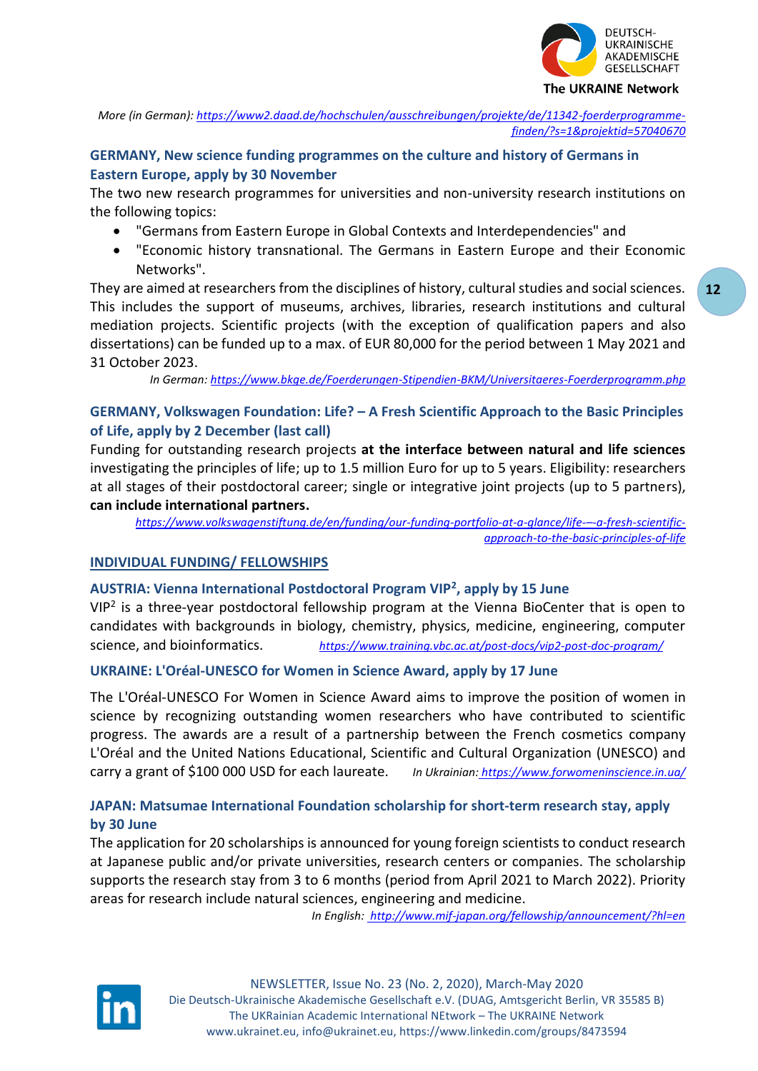*More (in German): [https://www2.daad.de/hochschulen/ausschreibungen/projekte/de/11342-foerderprogramme-finden/?s=1&projektid=57040670](https://www2.daad.de/hochschulen/ausschreibungen/projekte/de/11342-foerderprogramme-finden/?s=1&projektid=57040670)*

### GERMANY, New science funding programmes on the culture and history of Germans in Eastern Europe, apply by 30 November

The two new research programmes for universities and non-university research institutions on the following topics:

- "Germans from Eastern Europe in Global Contexts and Interdependencies" and
- "Economic history transnational. The Germans in Eastern Europe and their Economic Networks".

They are aimed at researchers from the disciplines of history, cultural studies and social sciences. This includes the support of museums, archives, libraries, research institutions and cultural mediation projects. Scientific projects (with the exception of qualification papers and also dissertations) can be funded up to a max. of EUR 80,000 for the period between 1 May 2021 and 31 October 2023.

*In German: [https://www.bkge.de/Foerderungen-Stipendien-BKM/Universitaeres-Foerderprogramm.php](https://www.bkge.de/Foerderungen-Stipendien-BKM/Universitaeres-Foerderprogramm.php)*

### GERMANY, Volkswagen Foundation: Life? – A Fresh Scientific Approach to the Basic Principles of Life, apply by 2 December (last call)

Funding for outstanding research projects **at the interface between natural and life sciences** investigating the principles of life; up to 1.5 million Euro for up to 5 years. Eligibility: researchers at all stages of their postdoctoral career; single or integrative joint projects (up to 5 partners), **can include international partners.**

*[https://www.volkswagenstiftung.de/en/funding/our-funding-portfolio-at-a-glance/life-—-a-fresh-scientific-approach-to-the-basic-principles-of-life](https://www.volkswagenstiftung.de/en/funding/our-funding-portfolio-at-a-glance/life-—-a-fresh-scientific-approach-to-the-basic-principles-of-life)*

## INDIVIDUAL FUNDING/ FELLOWSHIPS

### AUSTRIA: Vienna International Postdoctoral Program VIP$^2$, apply by 15 June

VIP$^2$ is a three-year postdoctoral fellowship program at the Vienna BioCenter that is open to candidates with backgrounds in biology, chemistry, physics, medicine, engineering, computer science, and bioinformatics. *[https://www.training.vbc.ac.at/post-docs/vip2-post-doc-program/](https://www.training.vbc.ac.at/post-docs/vip2-post-doc-program/)*

### UKRAINE: L'Oréal-UNESCO for Women in Science Award, apply by 17 June

The L'Oréal-UNESCO For Women in Science Award aims to improve the position of women in science by recognizing outstanding women researchers who have contributed to scientific progress. The awards are a result of a partnership between the French cosmetics company L'Oréal and the United Nations Educational, Scientific and Cultural Organization (UNESCO) and carry a grant of $100 000 USD for each laureate. *In Ukrainian: [https://www.forwomeninscience.in.ua/](https://www.forwomeninscience.in.ua/)*

### JAPAN: Matsumae International Foundation scholarship for short-term research stay, apply by 30 June

The application for 20 scholarships is announced for young foreign scientists to conduct research at Japanese public and/or private universities, research centers or companies. The scholarship supports the research stay from 3 to 6 months (period from April 2021 to March 2022). Priority areas for research include natural sciences, engineering and medicine.

*In English: [http://www.mif-japan.org/fellowship/announcement/?hl=en](http://www.mif-japan.org/fellowship/announcement/?hl=en)*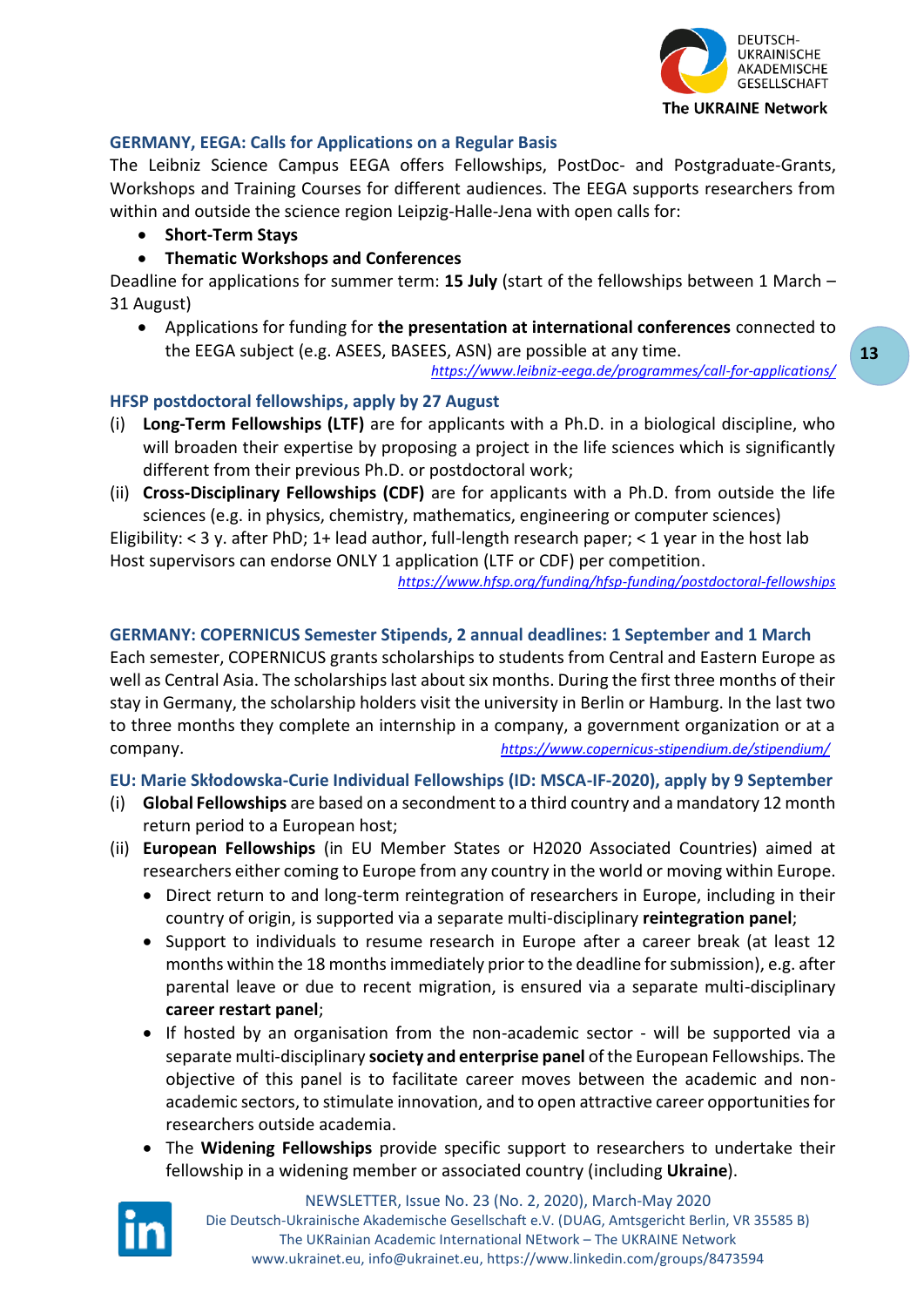### GERMANY, EEGA: Calls for Applications on a Regular Basis

The Leibniz Science Campus EEGA offers Fellowships, PostDoc- and Postgraduate-Grants, Workshops and Training Courses for different audiences. The EEGA supports researchers from within and outside the science region Leipzig-Halle-Jena with open calls for:

- **Short-Term Stays**
- **Thematic Workshops and Conferences**

Deadline for applications for summer term: **15 July** (start of the fellowships between 1 March – 31 August)

- Applications for funding for **the presentation at international conferences** connected to the EEGA subject (e.g. ASEES, BASEES, ASN) are possible at any time.

*https://www.leibniz-eega.de/programmes/call-for-applications/*

### HFSP postdoctoral fellowships, apply by 27 August

(i) **Long-Term Fellowships (LTF)** are for applicants with a Ph.D. in a biological discipline, who will broaden their expertise by proposing a project in the life sciences which is significantly different from their previous Ph.D. or postdoctoral work;

(ii) **Cross-Disciplinary Fellowships (CDF)** are for applicants with a Ph.D. from outside the life sciences (e.g. in physics, chemistry, mathematics, engineering or computer sciences)

Eligibility: < 3 y. after PhD; 1+ lead author, full-length research paper; < 1 year in the host lab
Host supervisors can endorse ONLY 1 application (LTF or CDF) per competition.

*https://www.hfsp.org/funding/hfsp-funding/postdoctoral-fellowships*

### GERMANY: COPERNICUS Semester Stipends, 2 annual deadlines: 1 September and 1 March

Each semester, COPERNICUS grants scholarships to students from Central and Eastern Europe as well as Central Asia. The scholarships last about six months. During the first three months of their stay in Germany, the scholarship holders visit the university in Berlin or Hamburg. In the last two to three months they complete an internship in a company, a government organization or at a company. *https://www.copernicus-stipendium.de/stipendium/*

### EU: Marie Skłodowska-Curie Individual Fellowships (ID: MSCA-IF-2020), apply by 9 September

(i) **Global Fellowships** are based on a secondment to a third country and a mandatory 12 month return period to a European host;

(ii) **European Fellowships** (in EU Member States or H2020 Associated Countries) aimed at researchers either coming to Europe from any country in the world or moving within Europe.

- Direct return to and long-term reintegration of researchers in Europe, including in their country of origin, is supported via a separate multi-disciplinary **reintegration panel**;
- Support to individuals to resume research in Europe after a career break (at least 12 months within the 18 months immediately prior to the deadline for submission), e.g. after parental leave or due to recent migration, is ensured via a separate multi-disciplinary **career restart panel**;
- If hosted by an organisation from the non-academic sector - will be supported via a separate multi-disciplinary **society and enterprise panel** of the European Fellowships. The objective of this panel is to facilitate career moves between the academic and non-academic sectors, to stimulate innovation, and to open attractive career opportunities for researchers outside academia.
- The **Widening Fellowships** provide specific support to researchers to undertake their fellowship in a widening member or associated country (including **Ukraine**).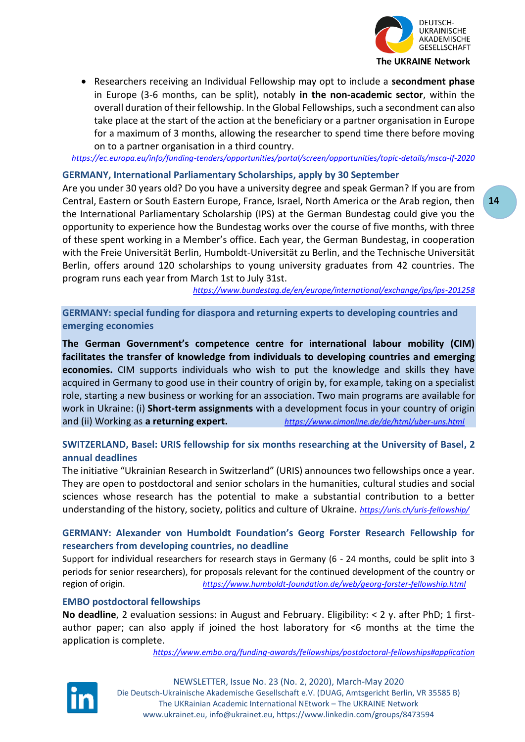- Researchers receiving an Individual Fellowship may opt to include a **secondment phase** in Europe (3-6 months, can be split), notably **in the non-academic sector**, within the overall duration of their fellowship. In the Global Fellowships, such a secondment can also take place at the start of the action at the beneficiary or a partner organisation in Europe for a maximum of 3 months, allowing the researcher to spend time there before moving on to a partner organisation in a third country.

*https://ec.europa.eu/info/funding-tenders/opportunities/portal/screen/opportunities/topic-details/msca-if-2020*

### GERMANY, International Parliamentary Scholarships, apply by 30 September

Are you under 30 years old? Do you have a university degree and speak German? If you are from Central, Eastern or South Eastern Europe, France, Israel, North America or the Arab region, then the International Parliamentary Scholarship (IPS) at the German Bundestag could give you the opportunity to experience how the Bundestag works over the course of five months, with three of these spent working in a Member's office. Each year, the German Bundestag, in cooperation with the Freie Universität Berlin, Humboldt-Universität zu Berlin, and the Technische Universität Berlin, offers around 120 scholarships to young university graduates from 42 countries. The program runs each year from March 1st to July 31st.

*https://www.bundestag.de/en/europe/international/exchange/ips/ips-201258*

### GERMANY: special funding for diaspora and returning experts to developing countries and emerging economies

**The German Government's competence centre for international labour mobility (CIM) facilitates the transfer of knowledge from individuals to developing countries and emerging economies.** CIM supports individuals who wish to put the knowledge and skills they have acquired in Germany to good use in their country of origin by, for example, taking on a specialist role, starting a new business or working for an association. Two main programs are available for work in Ukraine: (i) **Short-term assignments** with a development focus in your country of origin and (ii) Working as **a returning expert.** *https://www.cimonline.de/de/html/uber-uns.html*

### SWITZERLAND, Basel: URIS fellowship for six months researching at the University of Basel, 2 annual deadlines

The initiative "Ukrainian Research in Switzerland" (URIS) announces two fellowships once a year. They are open to postdoctoral and senior scholars in the humanities, cultural studies and social sciences whose research has the potential to make a substantial contribution to a better understanding of the history, society, politics and culture of Ukraine. *https://uris.ch/uris-fellowship/*

### GERMANY: Alexander von Humboldt Foundation's Georg Forster Research Fellowship for researchers from developing countries, no deadline

Support for individual researchers for research stays in Germany (6 - 24 months, could be split into 3 periods for senior researchers), for proposals relevant for the continued development of the country or region of origin. *https://www.humboldt-foundation.de/web/georg-forster-fellowship.html*

### EMBO postdoctoral fellowships

**No deadline**, 2 evaluation sessions: in August and February. Eligibility: < 2 y. after PhD; 1 first-author paper; can also apply if joined the host laboratory for <6 months at the time the application is complete.

*https://www.embo.org/funding-awards/fellowships/postdoctoral-fellowships#application*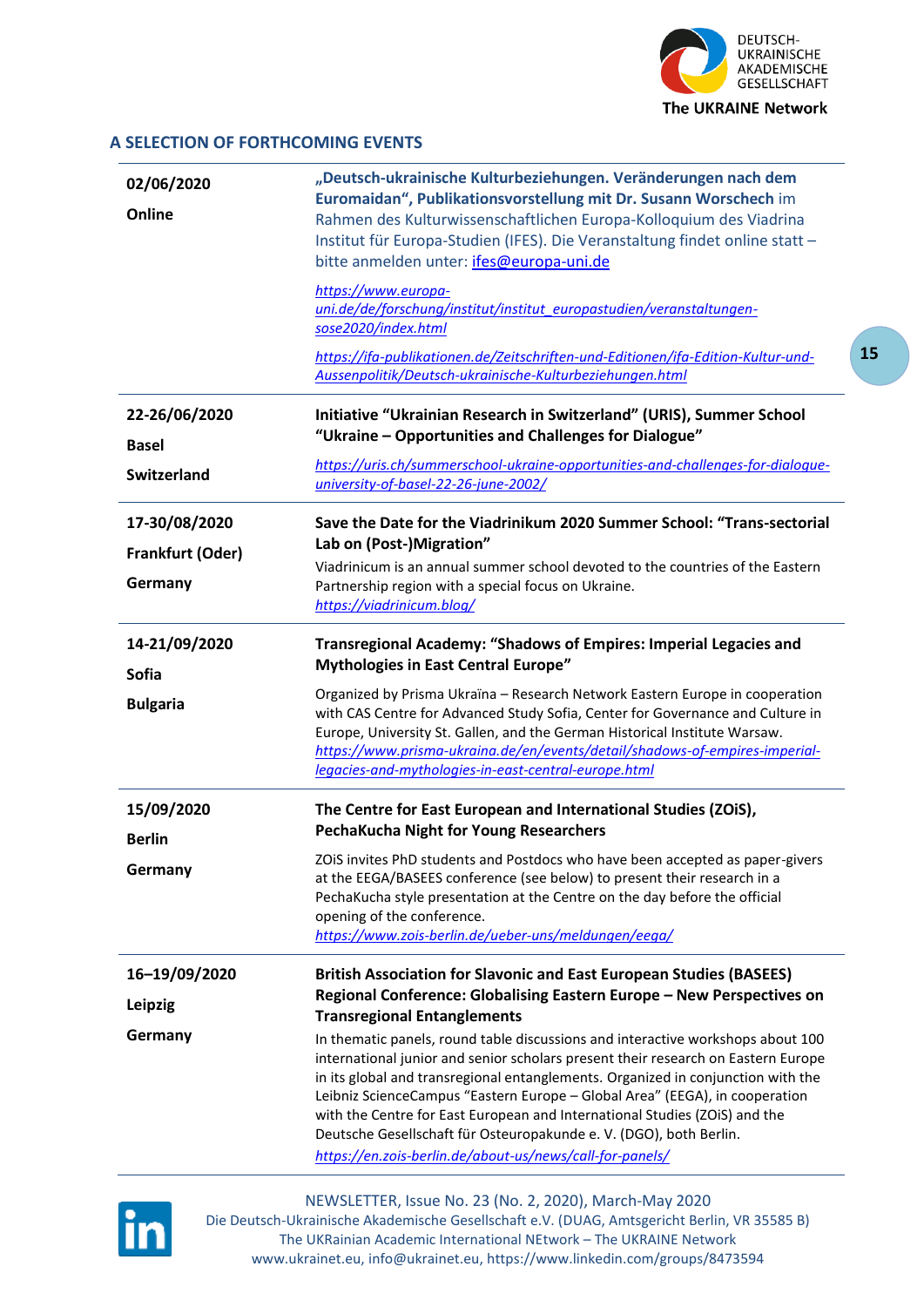## A SELECTION OF FORTHCOMING EVENTS

| | |
|---|---|
| **02/06/2020**<br>**Online** | **„Deutsch-ukrainische Kulturbeziehungen. Veränderungen nach dem Euromaidan", Publikationsvorstellung mit Dr. Susann Worschech** im Rahmen des Kulturwissenschaftlichen Europa-Kolloquium des Viadrina Institut für Europa-Studien (IFES). Die Veranstaltung findet online statt – bitte anmelden unter: ifes@europa-uni.de<br><br>https://www.europa-uni.de/de/forschung/institut/institut_europastudien/veranstaltungen-sose2020/index.html<br><br>https://ifa-publikationen.de/Zeitschriften-und-Editionen/ifa-Edition-Kultur-und-Aussenpolitik/Deutsch-ukrainische-Kulturbeziehungen.html |
| **22-26/06/2020**<br>**Basel**<br>**Switzerland** | **Initiative "Ukrainian Research in Switzerland" (URIS), Summer School "Ukraine – Opportunities and Challenges for Dialogue"**<br><br>https://uris.ch/summerschool-ukraine-opportunities-and-challenges-for-dialogue-university-of-basel-22-26-june-2002/ |
| **17-30/08/2020**<br>**Frankfurt (Oder)**<br>**Germany** | **Save the Date for the Viadrinikum 2020 Summer School: "Trans-sectorial Lab on (Post-)Migration"**<br><br>Viadrinicum is an annual summer school devoted to the countries of the Eastern Partnership region with a special focus on Ukraine.<br>https://viadrinicum.blog/ |
| **14-21/09/2020**<br>**Sofia**<br>**Bulgaria** | **Transregional Academy: "Shadows of Empires: Imperial Legacies and Mythologies in East Central Europe"**<br><br>Organized by Prisma Ukraïna – Research Network Eastern Europe in cooperation with CAS Centre for Advanced Study Sofia, Center for Governance and Culture in Europe, University St. Gallen, and the German Historical Institute Warsaw.<br>https://www.prisma-ukraina.de/en/events/detail/shadows-of-empires-imperial-legacies-and-mythologies-in-east-central-europe.html |
| **15/09/2020**<br>**Berlin**<br>**Germany** | **The Centre for East European and International Studies (ZOiS), PechaKucha Night for Young Researchers**<br><br>ZOiS invites PhD students and Postdocs who have been accepted as paper-givers at the EEGA/BASEES conference (see below) to present their research in a PechaKucha style presentation at the Centre on the day before the official opening of the conference.<br>https://www.zois-berlin.de/ueber-uns/meldungen/eega/ |
| **16–19/09/2020**<br>**Leipzig**<br>**Germany** | **British Association for Slavonic and East European Studies (BASEES) Regional Conference: Globalising Eastern Europe – New Perspectives on Transregional Entanglements**<br><br>In thematic panels, round table discussions and interactive workshops about 100 international junior and senior scholars present their research on Eastern Europe in its global and transregional entanglements. Organized in conjunction with the Leibniz ScienceCampus "Eastern Europe – Global Area" (EEGA), in cooperation with the Centre for East European and International Studies (ZOiS) and the Deutsche Gesellschaft für Osteuropakunde e. V. (DGO), both Berlin.<br>https://en.zois-berlin.de/about-us/news/call-for-panels/ |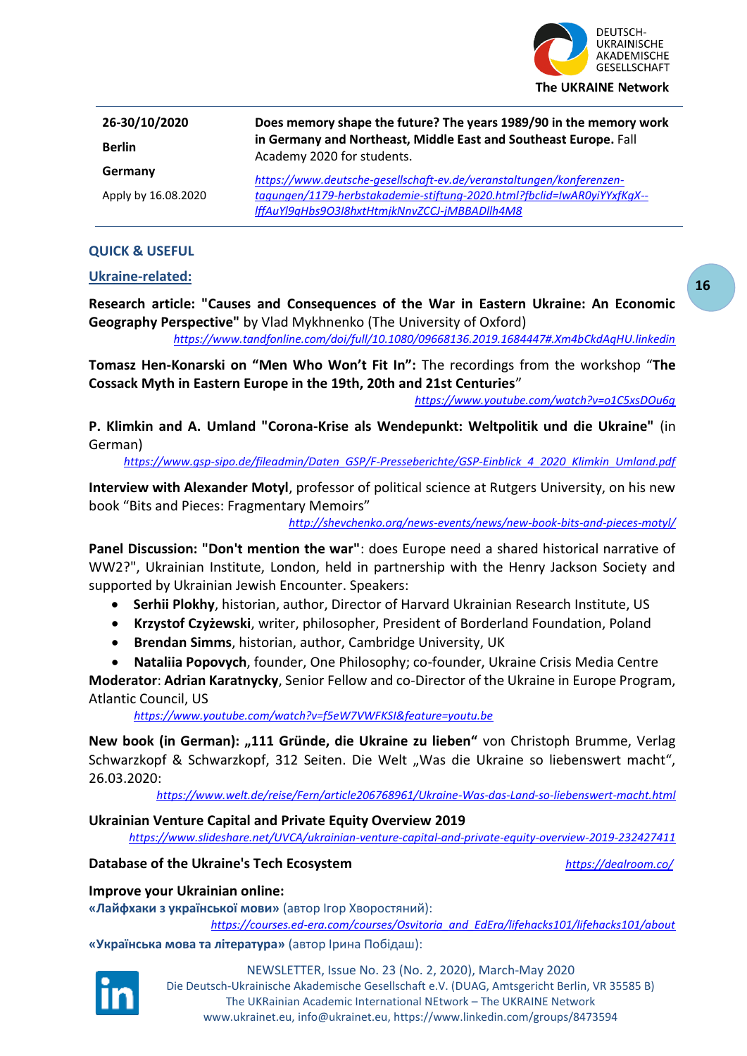| | |
|---|---|
| **26-30/10/2020**<br>**Berlin**<br>**Germany**<br>Apply by 16.08.2020 | **Does memory shape the future? The years 1989/90 in the memory work in Germany and Northeast, Middle East and Southeast Europe.** Fall Academy 2020 for students.<br>*https://www.deutsche-gesellschaft-ev.de/veranstaltungen/konferenzen-tagungen/1179-herbstakademie-stiftung-2020.html?fbclid=IwAR0yiYYxfKgX--lffAuYl9qHbs9O3I8hxtHtmjkNnvZCCJ-jMBBADlIh4M8* |

## QUICK & USEFUL

### Ukraine-related:

**Research article: "Causes and Consequences of the War in Eastern Ukraine: An Economic Geography Perspective"** by Vlad Mykhnenko (The University of Oxford)
*https://www.tandfonline.com/doi/full/10.1080/09668136.2019.1684447#.Xm4bCkdAqHU.linkedin*

**Tomasz Hen-Konarski on "Men Who Won't Fit In":** The recordings from the workshop "**The Cossack Myth in Eastern Europe in the 19th, 20th and 21st Centuries**"
*https://www.youtube.com/watch?v=o1C5xsDOu6g*

**P. Klimkin and A. Umland "Corona-Krise als Wendepunkt: Weltpolitik und die Ukraine"** (in German)
*https://www.gsp-sipo.de/fileadmin/Daten_GSP/F-Presseberichte/GSP-Einblick_4_2020_Klimkin_Umland.pdf*

**Interview with Alexander Motyl**, professor of political science at Rutgers University, on his new book "Bits and Pieces: Fragmentary Memoirs"
*http://shevchenko.org/news-events/news/new-book-bits-and-pieces-motyl/*

**Panel Discussion: "Don't mention the war"**: does Europe need a shared historical narrative of WW2?", Ukrainian Institute, London, held in partnership with the Henry Jackson Society and supported by Ukrainian Jewish Encounter. Speakers:

- **Serhii Plokhy**, historian, author, Director of Harvard Ukrainian Research Institute, US
- **Krzystof Czyżewski**, writer, philosopher, President of Borderland Foundation, Poland
- **Brendan Simms**, historian, author, Cambridge University, UK
- **Nataliia Popovych**, founder, One Philosophy; co-founder, Ukraine Crisis Media Centre

**Moderator**: **Adrian Karatnycky**, Senior Fellow and co-Director of the Ukraine in Europe Program, Atlantic Council, US
*https://www.youtube.com/watch?v=f5eW7VWFKSI&feature=youtu.be*

**New book (in German): „111 Gründe, die Ukraine zu lieben"** von Christoph Brumme, Verlag Schwarzkopf & Schwarzkopf, 312 Seiten. Die Welt „Was die Ukraine so liebenswert macht", 26.03.2020:
*https://www.welt.de/reise/Fern/article206768961/Ukraine-Was-das-Land-so-liebenswert-macht.html*

**Ukrainian Venture Capital and Private Equity Overview 2019**
*https://www.slideshare.net/UVCA/ukrainian-venture-capital-and-private-equity-overview-2019-232427411*

**Database of the Ukraine's Tech Ecosystem** *https://dealroom.co/*

**Improve your Ukrainian online:**

**«Лайфхаки з української мови»** (автор Ігор Хворостяний):
*https://courses.ed-era.com/courses/Osvitoria_and_EdEra/lifehacks101/lifehacks101/about*

**«Українська мова та література»** (автор Ірина Побідаш):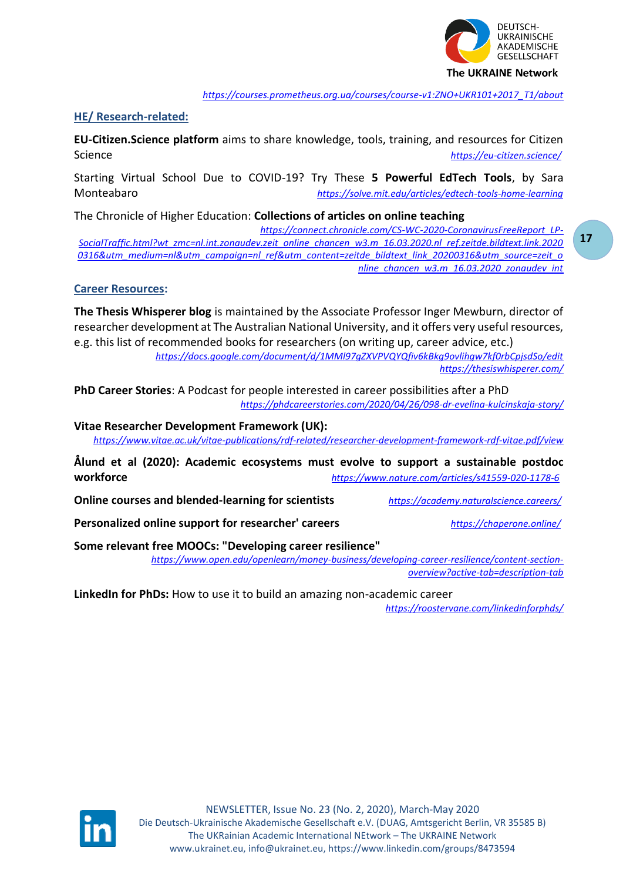https://courses.prometheus.org.ua/courses/course-v1:ZNO+UKR101+2017_T1/about

## HE/ Research-related:

**EU-Citizen.Science platform** aims to share knowledge, tools, training, and resources for Citizen Science https://eu-citizen.science/

Starting Virtual School Due to COVID-19? Try These **5 Powerful EdTech Tools**, by Sara Monteabaro https://solve.mit.edu/articles/edtech-tools-home-learning

The Chronicle of Higher Education: **Collections of articles on online teaching**
https://connect.chronicle.com/CS-WC-2020-CoronavirusFreeReport_LP-SocialTraffic.html?wt_zmc=nl.int.zonaudev.zeit_online_chancen_w3.m_16.03.2020.nl_ref.zeitde.bildtext.link.20200316&utm_medium=nl&utm_campaign=nl_ref&utm_content=zeitde_bildtext_link_20200316&utm_source=zeit_online_chancen_w3.m_16.03.2020_zonaudev_int

## Career Resources:

**The Thesis Whisperer blog** is maintained by the Associate Professor Inger Mewburn, director of researcher development at The Australian National University, and it offers very useful resources, e.g. this list of recommended books for researchers (on writing up, career advice, etc.)
https://docs.google.com/document/d/1MMl97gZXVPVQYQfiv6kBkg9ovlihgw7kf0rbCpjsdSo/edit
https://thesiswhisperer.com/

**PhD Career Stories**: A Podcast for people interested in career possibilities after a PhD
https://phdcareerstories.com/2020/04/26/098-dr-evelina-kulcinskaja-story/

**Vitae Researcher Development Framework (UK):**
https://www.vitae.ac.uk/vitae-publications/rdf-related/researcher-development-framework-rdf-vitae.pdf/view

**Ålund et al (2020): Academic ecosystems must evolve to support a sustainable postdoc workforce** https://www.nature.com/articles/s41559-020-1178-6

**Online courses and blended-learning for scientists** https://academy.naturalscience.careers/

**Personalized online support for researcher' careers** https://chaperone.online/

**Some relevant free MOOCs: "Developing career resilience"**
https://www.open.edu/openlearn/money-business/developing-career-resilience/content-section-overview?active-tab=description-tab

**LinkedIn for PhDs:** How to use it to build an amazing non-academic career
https://roostervane.com/linkedinforphds/